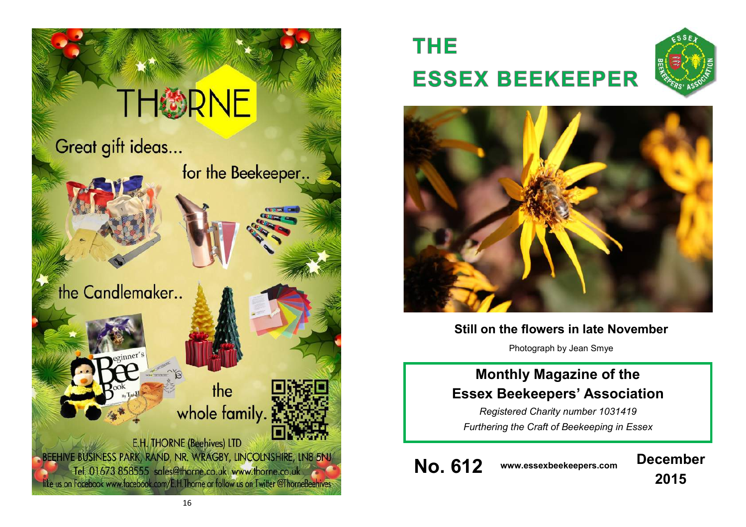THORNE

Great gift ideas...

for the Beekeeper..

the Candlemaker..

the whole family.

E.H. THORNE (Beehives) LTD
BEEHIVE BUSINESS PARK, RAND, NR. WRAGBY, LINCOLNSHIRE, LN8 5NJ
Tel. 01673 858555 sales@thorne.co.uk www.thorne.co.uk
like us on Facebook www.facebook.com/E.H.Thorne or follow us on Twitter @ThorneBeehives

# THE ESSEX BEEKEEPER

**Still on the flowers in late November**

Photograph by Jean Smye

## Monthly Magazine of the Essex Beekeepers' Association

*Registered Charity number 1031419*

*Furthering the Craft of Beekeeping in Essex*

**No. 612** **www.essexbeekeepers.com** **December 2015**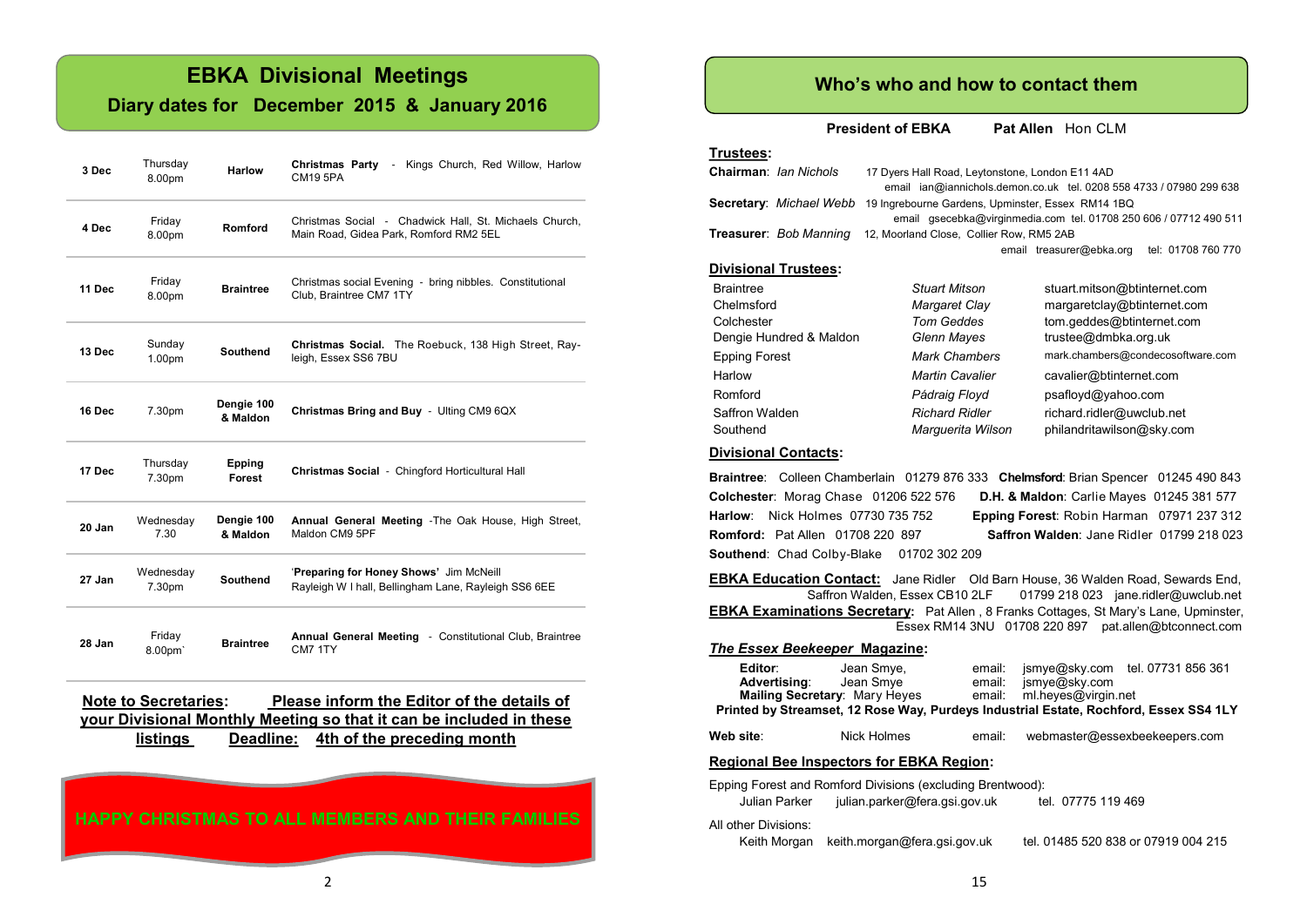# EBKA Divisional Meetings

## Diary dates for December 2015 & January 2016

| Date | Day/Time | Division | Event |
|---|---|---|---|
| **3 Dec** | Thursday 8.00pm | **Harlow** | **Christmas Party** - Kings Church, Red Willow, Harlow CM19 5PA |
| **4 Dec** | Friday 8.00pm | **Romford** | Christmas Social - Chadwick Hall, St. Michaels Church, Main Road, Gidea Park, Romford RM2 5EL |
| **11 Dec** | Friday 8.00pm | **Braintree** | Christmas social Evening - bring nibbles. Constitutional Club, Braintree CM7 1TY |
| **13 Dec** | Sunday 1.00pm | **Southend** | **Christmas Social.** The Roebuck, 138 High Street, Rayleigh, Essex SS6 7BU |
| **16 Dec** | 7.30pm | **Dengie 100 & Maldon** | **Christmas Bring and Buy** - Ulting CM9 6QX |
| **17 Dec** | Thursday 7.30pm | **Epping Forest** | **Christmas Social** - Chingford Horticultural Hall |
| **20 Jan** | Wednesday 7.30 | **Dengie 100 & Maldon** | **Annual General Meeting** -The Oak House, High Street, Maldon CM9 5PF |
| **27 Jan** | Wednesday 7.30pm | **Southend** | '**Preparing for Honey Shows'** Jim McNeill Rayleigh W I hall, Bellingham Lane, Rayleigh SS6 6EE |
| **28 Jan** | Friday 8.00pm` | **Braintree** | **Annual General Meeting** - Constitutional Club, Braintree CM7 1TY |

**Note to Secretaries: Please inform the Editor of the details of your Divisional Monthly Meeting so that it can be included in these listings Deadline: 4th of the preceding month**

HAPPY CHRISTMAS TO ALL MEMBERS AND THEIR FAMILIES

# Who's who and how to contact them

**President of EBKA** **Pat Allen** Hon CLM

## Trustees:

**Chairman**: *Ian Nichols* 17 Dyers Hall Road, Leytonstone, London E11 4AD
email ian@iannichols.demon.co.uk tel. 0208 558 4733 / 07980 299 638

**Secretary**: *Michael Webb* 19 Ingrebourne Gardens, Upminster, Essex RM14 1BQ
email gsecebka@virginmedia.com tel. 01708 250 606 / 07712 490 511

**Treasurer**: *Bob Manning* 12, Moorland Close, Collier Row, RM5 2AB
email treasurer@ebka.org tel: 01708 760 770

## Divisional Trustees:

| Division | Trustee | Email |
|---|---|---|
| Braintree | *Stuart Mitson* | stuart.mitson@btinternet.com |
| Chelmsford | *Margaret Clay* | margaretclay@btinternet.com |
| Colchester | *Tom Geddes* | tom.geddes@btinternet.com |
| Dengie Hundred & Maldon | *Glenn Mayes* | trustee@dmbka.org.uk |
| Epping Forest | *Mark Chambers* | mark.chambers@condecosoftware.com |
| Harlow | *Martin Cavalier* | cavalier@btinternet.com |
| Romford | *Pádraig Floyd* | psafloyd@yahoo.com |
| Saffron Walden | *Richard Ridler* | richard.ridler@uwclub.net |
| Southend | *Marguerita Wilson* | philandritawilson@sky.com |

## Divisional Contacts:

**Braintree**: Colleen Chamberlain 01279 876 333 **Chelmsford**: Brian Spencer 01245 490 843
**Colchester**: Morag Chase 01206 522 576 **D.H. & Maldon**: Carlie Mayes 01245 381 577
**Harlow**: Nick Holmes 07730 735 752 **Epping Forest**: Robin Harman 07971 237 312
**Romford:** Pat Allen 01708 220 897 **Saffron Walden**: Jane Ridler 01799 218 023
**Southend**: Chad Colby-Blake 01702 302 209

**EBKA Education Contact:** Jane Ridler Old Barn House, 36 Walden Road, Sewards End, Saffron Walden, Essex CB10 2LF 01799 218 023 jane.ridler@uwclub.net

**EBKA Examinations Secretary:** Pat Allen , 8 Franks Cottages, St Mary's Lane, Upminster, Essex RM14 3NU 01708 220 897 pat.allen@btconnect.com

## *The Essex Beekeeper* Magazine:

**Editor**: Jean Smye, email: jsmye@sky.com tel. 07731 856 361
**Advertising**: Jean Smye email: jsmye@sky.com
**Mailing Secretary**: Mary Heyes email: ml.heyes@virgin.net
**Printed by Streamset, 12 Rose Way, Purdeys Industrial Estate, Rochford, Essex SS4 1LY**

**Web site**: Nick Holmes email: webmaster@essexbeekeepers.com

## Regional Bee Inspectors for EBKA Region:

Epping Forest and Romford Divisions (excluding Brentwood):
Julian Parker julian.parker@fera.gsi.gov.uk tel. 07775 119 469

All other Divisions:
Keith Morgan keith.morgan@fera.gsi.gov.uk tel. 01485 520 838 or 07919 004 215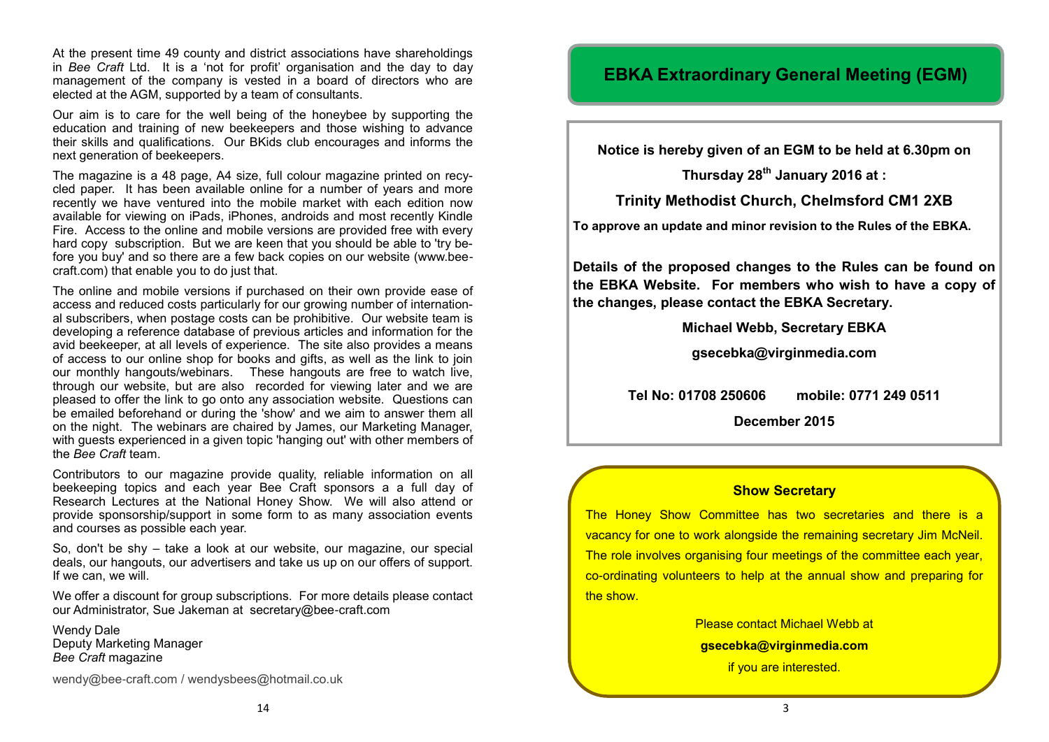At the present time 49 county and district associations have shareholdings in *Bee Craft* Ltd. It is a 'not for profit' organisation and the day to day management of the company is vested in a board of directors who are elected at the AGM, supported by a team of consultants.

Our aim is to care for the well being of the honeybee by supporting the education and training of new beekeepers and those wishing to advance their skills and qualifications. Our BKids club encourages and informs the next generation of beekeepers.

The magazine is a 48 page, A4 size, full colour magazine printed on recycled paper. It has been available online for a number of years and more recently we have ventured into the mobile market with each edition now available for viewing on iPads, iPhones, androids and most recently Kindle Fire. Access to the online and mobile versions are provided free with every hard copy subscription. But we are keen that you should be able to 'try before you buy' and so there are a few back copies on our website (www.bee-craft.com) that enable you to do just that.

The online and mobile versions if purchased on their own provide ease of access and reduced costs particularly for our growing number of international subscribers, when postage costs can be prohibitive. Our website team is developing a reference database of previous articles and information for the avid beekeeper, at all levels of experience. The site also provides a means of access to our online shop for books and gifts, as well as the link to join our monthly hangouts/webinars. These hangouts are free to watch live, through our website, but are also recorded for viewing later and we are pleased to offer the link to go onto any association website. Questions can be emailed beforehand or during the 'show' and we aim to answer them all on the night. The webinars are chaired by James, our Marketing Manager, with guests experienced in a given topic 'hanging out' with other members of the *Bee Craft* team.

Contributors to our magazine provide quality, reliable information on all beekeeping topics and each year Bee Craft sponsors a a full day of Research Lectures at the National Honey Show. We will also attend or provide sponsorship/support in some form to as many association events and courses as possible each year.

So, don't be shy – take a look at our website, our magazine, our special deals, our hangouts, our advertisers and take us up on our offers of support. If we can, we will.

We offer a discount for group subscriptions. For more details please contact our Administrator, Sue Jakeman at secretary@bee-craft.com

Wendy Dale
Deputy Marketing Manager
*Bee Craft* magazine

wendy@bee-craft.com / wendysbees@hotmail.co.uk

## EBKA Extraordinary General Meeting (EGM)

**Notice is hereby given of an EGM to be held at 6.30pm on**

**Thursday 28th January 2016 at :**

**Trinity Methodist Church, Chelmsford CM1 2XB**

**To approve an update and minor revision to the Rules of the EBKA.**

**Details of the proposed changes to the Rules can be found on the EBKA Website. For members who wish to have a copy of the changes, please contact the EBKA Secretary.**

**Michael Webb, Secretary EBKA**

**gsecebka@virginmedia.com**

**Tel No: 01708 250606 mobile: 0771 249 0511**

**December 2015**

### Show Secretary

The Honey Show Committee has two secretaries and there is a vacancy for one to work alongside the remaining secretary Jim McNeil. The role involves organising four meetings of the committee each year, co-ordinating volunteers to help at the annual show and preparing for the show.

Please contact Michael Webb at

**gsecebka@virginmedia.com**

if you are interested.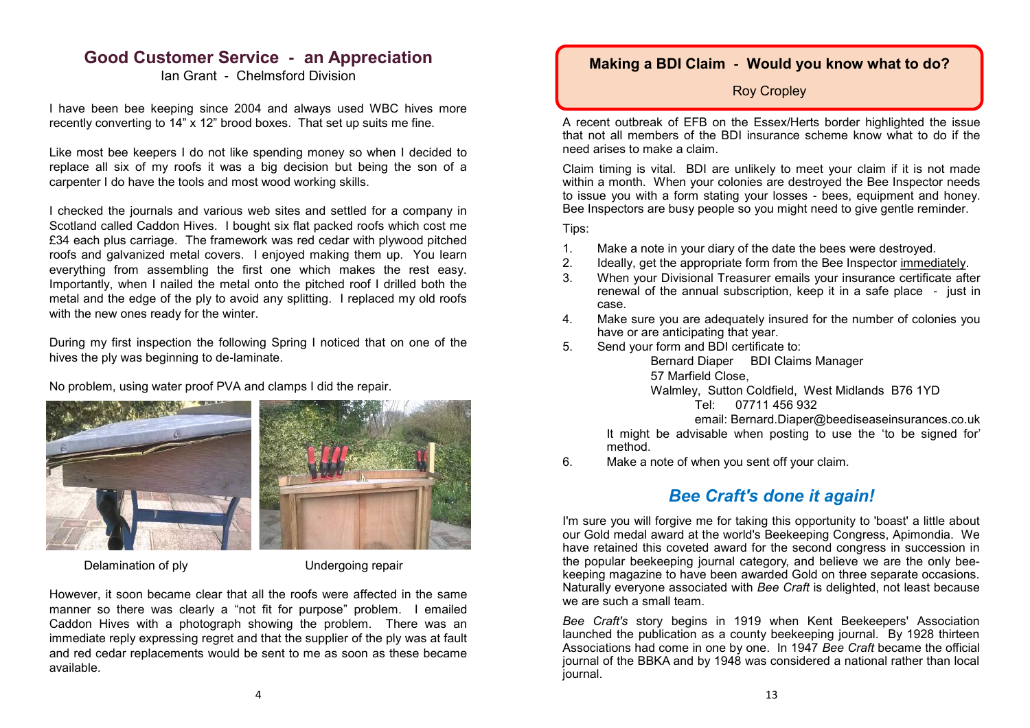## Good Customer Service - an Appreciation

Ian Grant - Chelmsford Division

I have been bee keeping since 2004 and always used WBC hives more recently converting to 14" x 12" brood boxes. That set up suits me fine.

Like most bee keepers I do not like spending money so when I decided to replace all six of my roofs it was a big decision but being the son of a carpenter I do have the tools and most wood working skills.

I checked the journals and various web sites and settled for a company in Scotland called Caddon Hives. I bought six flat packed roofs which cost me £34 each plus carriage. The framework was red cedar with plywood pitched roofs and galvanized metal covers. I enjoyed making them up. You learn everything from assembling the first one which makes the rest easy. Importantly, when I nailed the metal onto the pitched roof I drilled both the metal and the edge of the ply to avoid any splitting. I replaced my old roofs with the new ones ready for the winter.

During my first inspection the following Spring I noticed that on one of the hives the ply was beginning to de-laminate.

No problem, using water proof PVA and clamps I did the repair.

Delamination of ply

Undergoing repair

However, it soon became clear that all the roofs were affected in the same manner so there was clearly a "not fit for purpose" problem. I emailed Caddon Hives with a photograph showing the problem. There was an immediate reply expressing regret and that the supplier of the ply was at fault and red cedar replacements would be sent to me as soon as these became available.

## Making a BDI Claim - Would you know what to do?

Roy Cropley

A recent outbreak of EFB on the Essex/Herts border highlighted the issue that not all members of the BDI insurance scheme know what to do if the need arises to make a claim.

Claim timing is vital. BDI are unlikely to meet your claim if it is not made within a month. When your colonies are destroyed the Bee Inspector needs to issue you with a form stating your losses - bees, equipment and honey. Bee Inspectors are busy people so you might need to give gentle reminder.

Tips:

1. Make a note in your diary of the date the bees were destroyed.
2. Ideally, get the appropriate form from the Bee Inspector <u>immediately</u>.
3. When your Divisional Treasurer emails your insurance certificate after renewal of the annual subscription, keep it in a safe place - just in case.
4. Make sure you are adequately insured for the number of colonies you have or are anticipating that year.
5. Send your form and BDI certificate to:

   Bernard Diaper BDI Claims Manager
   57 Marfield Close,
   Walmley, Sutton Coldfield, West Midlands B76 1YD
   Tel: 07711 456 932
   email: Bernard.Diaper@beediseaseinsurances.co.uk

   It might be advisable when posting to use the 'to be signed for' method.
6. Make a note of when you sent off your claim.

## *Bee Craft's done it again!*

I'm sure you will forgive me for taking this opportunity to 'boast' a little about our Gold medal award at the world's Beekeeping Congress, Apimondia. We have retained this coveted award for the second congress in succession in the popular beekeeping journal category, and believe we are the only bee-keeping magazine to have been awarded Gold on three separate occasions. Naturally everyone associated with *Bee Craft* is delighted, not least because we are such a small team.

*Bee Craft's* story begins in 1919 when Kent Beekeepers' Association launched the publication as a county beekeeping journal. By 1928 thirteen Associations had come in one by one. In 1947 *Bee Craft* became the official journal of the BBKA and by 1948 was considered a national rather than local journal.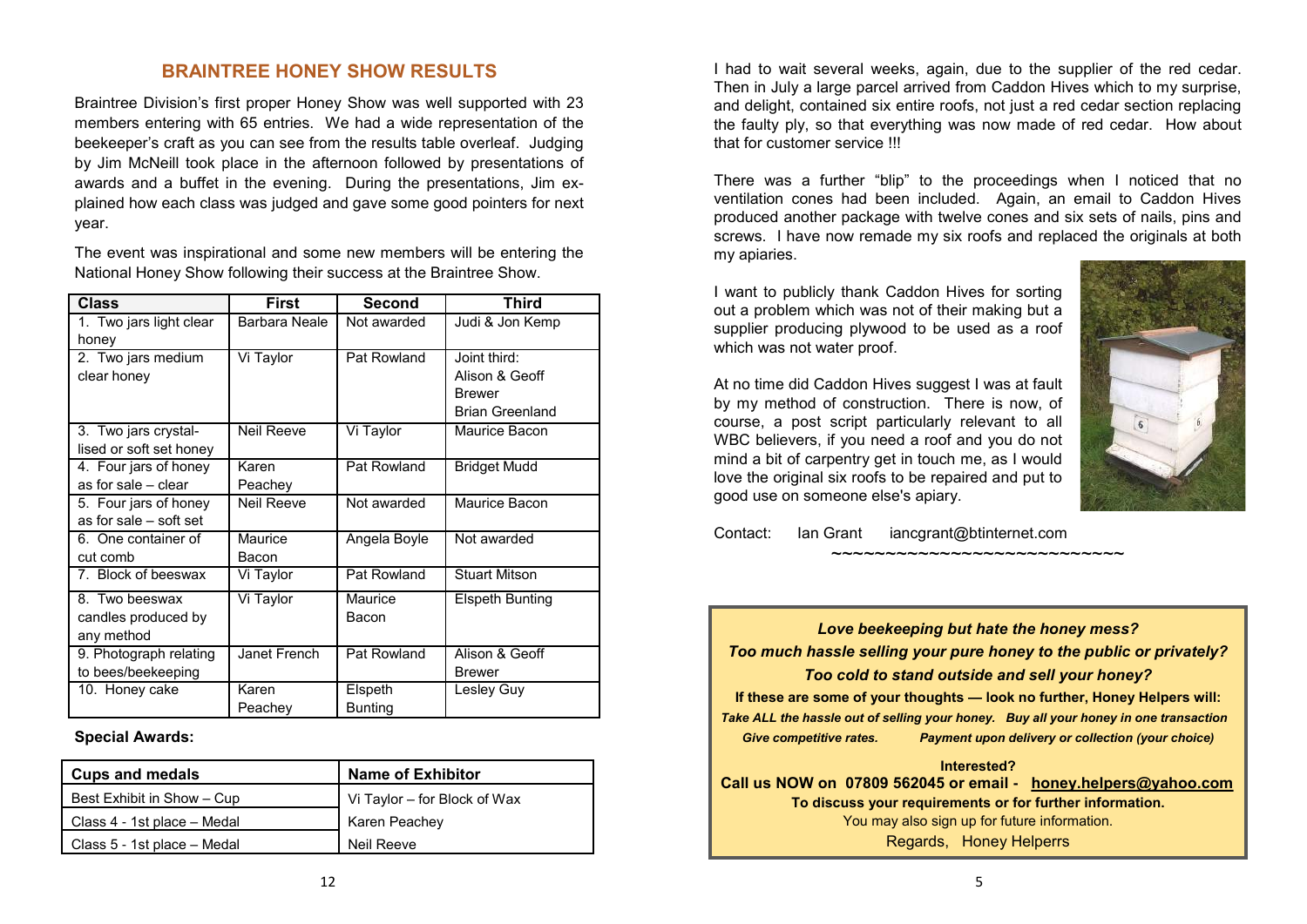## BRAINTREE HONEY SHOW RESULTS

Braintree Division's first proper Honey Show was well supported with 23 members entering with 65 entries. We had a wide representation of the beekeeper's craft as you can see from the results table overleaf. Judging by Jim McNeill took place in the afternoon followed by presentations of awards and a buffet in the evening. During the presentations, Jim explained how each class was judged and gave some good pointers for next year.

The event was inspirational and some new members will be entering the National Honey Show following their success at the Braintree Show.

| Class | First | Second | Third |
|---|---|---|---|
| 1. Two jars light clear honey | Barbara Neale | Not awarded | Judi & Jon Kemp |
| 2. Two jars medium clear honey | Vi Taylor | Pat Rowland | Joint third: Alison & Geoff Brewer Brian Greenland |
| 3. Two jars crystallised or soft set honey | Neil Reeve | Vi Taylor | Maurice Bacon |
| 4. Four jars of honey as for sale – clear | Karen Peachey | Pat Rowland | Bridget Mudd |
| 5. Four jars of honey as for sale – soft set | Neil Reeve | Not awarded | Maurice Bacon |
| 6. One container of cut comb | Maurice Bacon | Angela Boyle | Not awarded |
| 7. Block of beeswax | Vi Taylor | Pat Rowland | Stuart Mitson |
| 8. Two beeswax candles produced by any method | Vi Taylor | Maurice Bacon | Elspeth Bunting |
| 9. Photograph relating to bees/beekeeping | Janet French | Pat Rowland | Alison & Geoff Brewer |
| 10. Honey cake | Karen Peachey | Elspeth Bunting | Lesley Guy |

**Special Awards:**

| Cups and medals | Name of Exhibitor |
|---|---|
| Best Exhibit in Show – Cup | Vi Taylor – for Block of Wax |
| Class 4 - 1st place – Medal | Karen Peachey |
| Class 5 - 1st place – Medal | Neil Reeve |

I had to wait several weeks, again, due to the supplier of the red cedar. Then in July a large parcel arrived from Caddon Hives which to my surprise, and delight, contained six entire roofs, not just a red cedar section replacing the faulty ply, so that everything was now made of red cedar. How about that for customer service !!!

There was a further "blip" to the proceedings when I noticed that no ventilation cones had been included. Again, an email to Caddon Hives produced another package with twelve cones and six sets of nails, pins and screws. I have now remade my six roofs and replaced the originals at both my apiaries.

I want to publicly thank Caddon Hives for sorting out a problem which was not of their making but a supplier producing plywood to be used as a roof which was not water proof.

At no time did Caddon Hives suggest I was at fault by my method of construction. There is now, of course, a post script particularly relevant to all WBC believers, if you need a roof and you do not mind a bit of carpentry get in touch me, as I would love the original six roofs to be repaired and put to good use on someone else's apiary.

Contact: Ian Grant iancgrant@btinternet.com

~~~~~~~~~~~~~~~~~~~~~~~~~~~

***Love beekeeping but hate the honey mess?***

***Too much hassle selling your pure honey to the public or privately?***

***Too cold to stand outside and sell your honey?***

**If these are some of your thoughts — look no further, Honey Helpers will:**

***Take ALL the hassle out of selling your honey. Buy all your honey in one transaction***

***Give competitive rates. Payment upon delivery or collection (your choice)***

**Interested?**

**Call us NOW on 07809 562045 or email - honey.helpers@yahoo.com**

**To discuss your requirements or for further information.**

You may also sign up for future information.

Regards, Honey Helperrs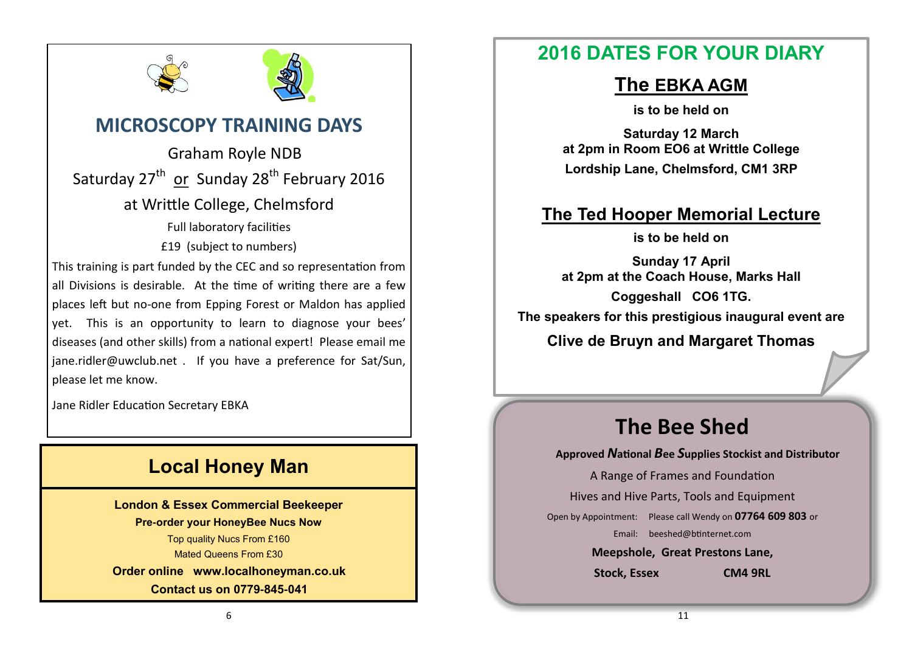## MICROSCOPY TRAINING DAYS

Graham Royle NDB

Saturday 27th or Sunday 28th February 2016

at Writtle College, Chelmsford

Full laboratory facilities

£19 (subject to numbers)

This training is part funded by the CEC and so representation from all Divisions is desirable. At the time of writing there are a few places left but no-one from Epping Forest or Maldon has applied yet. This is an opportunity to learn to diagnose your bees' diseases (and other skills) from a national expert! Please email me jane.ridler@uwclub.net . If you have a preference for Sat/Sun, please let me know.

Jane Ridler Education Secretary EBKA

## Local Honey Man

**London & Essex Commercial Beekeeper**

**Pre-order your HoneyBee Nucs Now**

Top quality Nucs From £160

Mated Queens From £30

**Order online www.localhoneyman.co.uk**

**Contact us on 0779-845-041**

## 2016 DATES FOR YOUR DIARY

### The EBKA AGM

**is to be held on**

**Saturday 12 March**
**at 2pm in Room EO6 at Writtle College**
**Lordship Lane, Chelmsford, CM1 3RP**

### The Ted Hooper Memorial Lecture

**is to be held on**

**Sunday 17 April**
**at 2pm at the Coach House, Marks Hall**
**Coggeshall CO6 1TG.**

**The speakers for this prestigious inaugural event are**

**Clive de Bruyn and Margaret Thomas**

## The Bee Shed

**Approved *N*ational *B*ee *S*upplies Stockist and Distributor**

A Range of Frames and Foundation

Hives and Hive Parts, Tools and Equipment

Open by Appointment: Please call Wendy on **07764 609 803** or

Email: beeshed@btinternet.com

**Meepshole, Great Prestons Lane,**

**Stock, Essex CM4 9RL**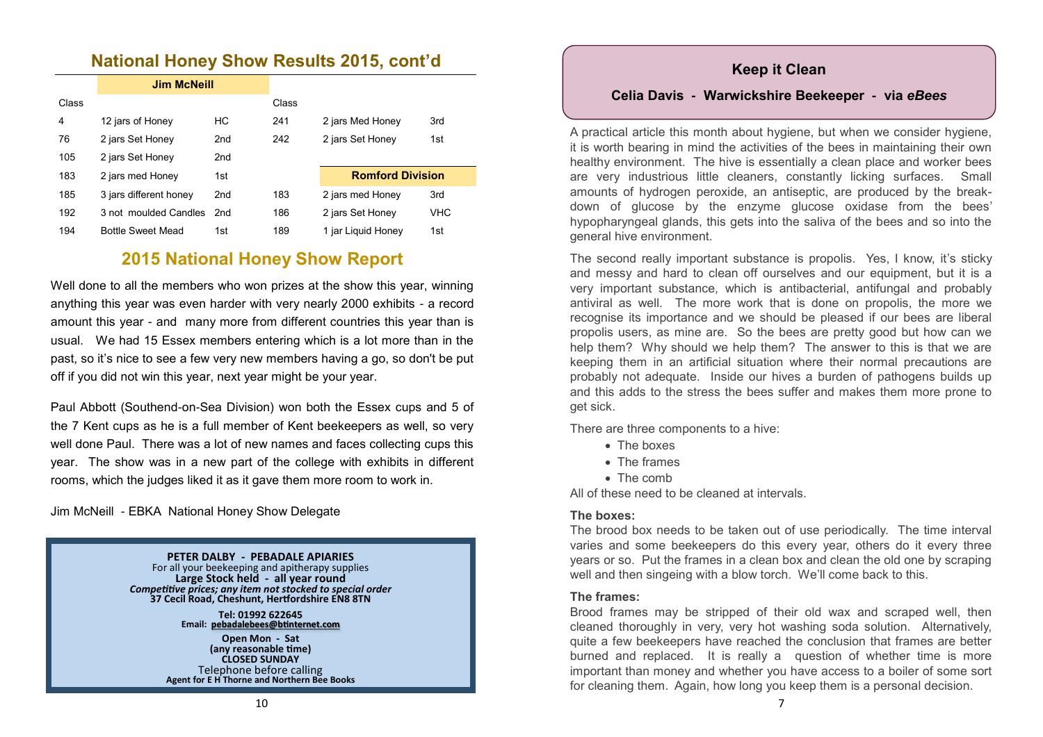## National Honey Show Results 2015, cont'd

| Class | Jim McNeill | | Class | | |
|---|---|---|---|---|---|
| 4 | 12 jars of Honey | HC | 241 | 2 jars Med Honey | 3rd |
| 76 | 2 jars Set Honey | 2nd | 242 | 2 jars Set Honey | 1st |
| 105 | 2 jars Set Honey | 2nd | | | |
| 183 | 2 jars med Honey | 1st | | **Romford Division** | |
| 185 | 3 jars different honey | 2nd | 183 | 2 jars med Honey | 3rd |
| 192 | 3 not moulded Candles | 2nd | 186 | 2 jars Set Honey | VHC |
| 194 | Bottle Sweet Mead | 1st | 189 | 1 jar Liquid Honey | 1st |

## 2015 National Honey Show Report

Well done to all the members who won prizes at the show this year, winning anything this year was even harder with very nearly 2000 exhibits - a record amount this year - and many more from different countries this year than is usual. We had 15 Essex members entering which is a lot more than in the past, so it's nice to see a few very new members having a go, so don't be put off if you did not win this year, next year might be your year.

Paul Abbott (Southend-on-Sea Division) won both the Essex cups and 5 of the 7 Kent cups as he is a full member of Kent beekeepers as well, so very well done Paul. There was a lot of new names and faces collecting cups this year. The show was in a new part of the college with exhibits in different rooms, which the judges liked it as it gave them more room to work in.

Jim McNeill - EBKA National Honey Show Delegate

**PETER DALBY - PEBADALE APIARIES**
For all your beekeeping and apitherapy supplies
**Large Stock held - all year round**
***Competitive prices; any item not stocked to special order***
**37 Cecil Road, Cheshunt, Hertfordshire EN8 8TN**

**Tel: 01992 622645**
**Email: pebadalebees@btinternet.com**

**Open Mon - Sat**
**(any reasonable time)**
**CLOSED SUNDAY**
Telephone before calling
**Agent for E H Thorne and Northern Bee Books**

## Keep it Clean

### Celia Davis - Warwickshire Beekeeper - via *eBees*

A practical article this month about hygiene, but when we consider hygiene, it is worth bearing in mind the activities of the bees in maintaining their own healthy environment. The hive is essentially a clean place and worker bees are very industrious little cleaners, constantly licking surfaces. Small amounts of hydrogen peroxide, an antiseptic, are produced by the break-down of glucose by the enzyme glucose oxidase from the bees' hypopharyngeal glands, this gets into the saliva of the bees and so into the general hive environment.

The second really important substance is propolis. Yes, I know, it's sticky and messy and hard to clean off ourselves and our equipment, but it is a very important substance, which is antibacterial, antifungal and probably antiviral as well. The more work that is done on propolis, the more we recognise its importance and we should be pleased if our bees are liberal propolis users, as mine are. So the bees are pretty good but how can we help them? Why should we help them? The answer to this is that we are keeping them in an artificial situation where their normal precautions are probably not adequate. Inside our hives a burden of pathogens builds up and this adds to the stress the bees suffer and makes them more prone to get sick.

There are three components to a hive:

- The boxes
- The frames
- The comb

All of these need to be cleaned at intervals.

**The boxes:**
The brood box needs to be taken out of use periodically. The time interval varies and some beekeepers do this every year, others do it every three years or so. Put the frames in a clean box and clean the old one by scraping well and then singeing with a blow torch. We'll come back to this.

**The frames:**
Brood frames may be stripped of their old wax and scraped well, then cleaned thoroughly in very, very hot washing soda solution. Alternatively, quite a few beekeepers have reached the conclusion that frames are better burned and replaced. It is really a question of whether time is more important than money and whether you have access to a boiler of some sort for cleaning them. Again, how long you keep them is a personal decision.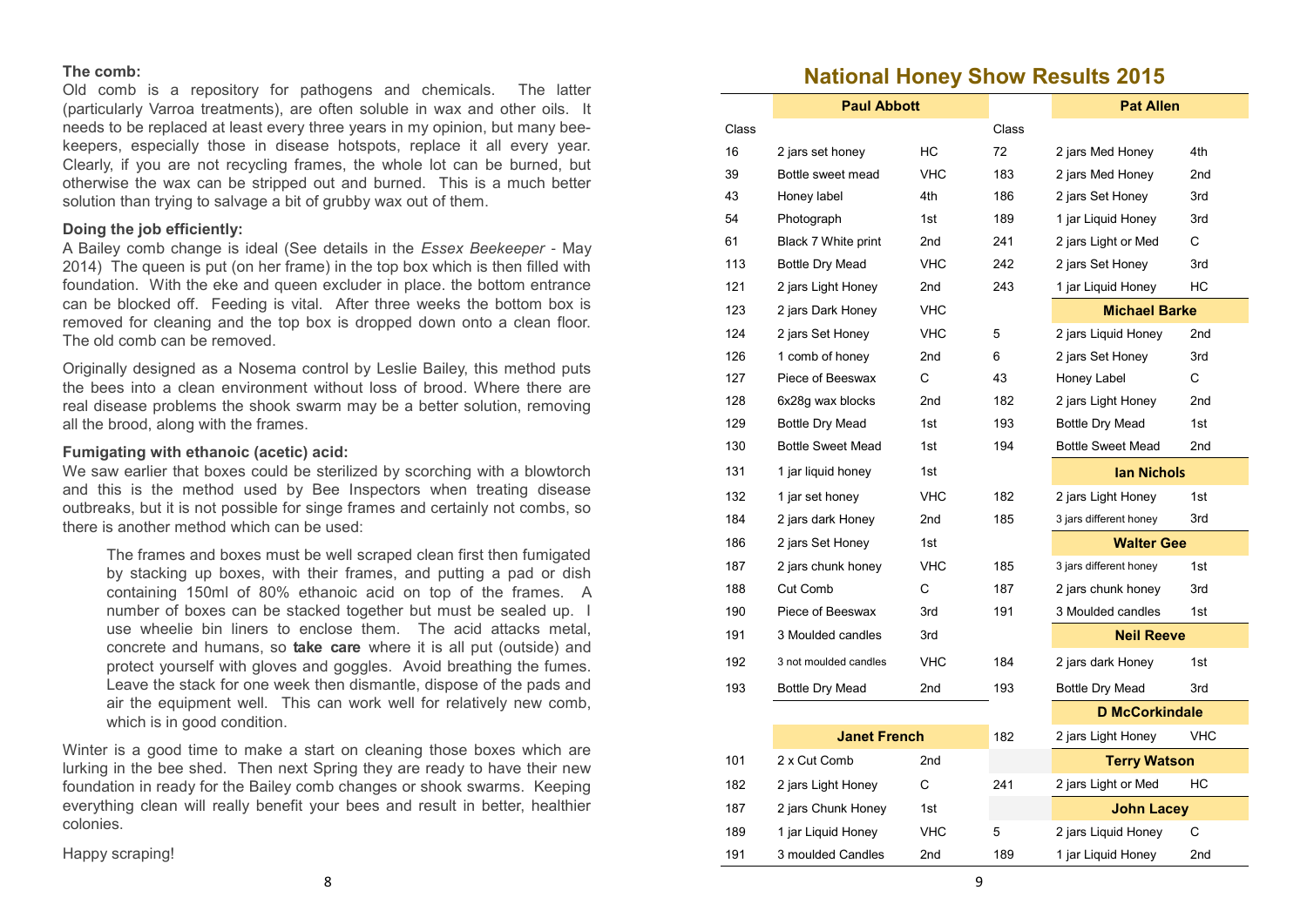**The comb:**

Old comb is a repository for pathogens and chemicals. The latter (particularly Varroa treatments), are often soluble in wax and other oils. It needs to be replaced at least every three years in my opinion, but many bee-keepers, especially those in disease hotspots, replace it all every year. Clearly, if you are not recycling frames, the whole lot can be burned, but otherwise the wax can be stripped out and burned. This is a much better solution than trying to salvage a bit of grubby wax out of them.

**Doing the job efficiently:**

A Bailey comb change is ideal (See details in the *Essex Beekeeper* - May 2014) The queen is put (on her frame) in the top box which is then filled with foundation. With the eke and queen excluder in place. the bottom entrance can be blocked off. Feeding is vital. After three weeks the bottom box is removed for cleaning and the top box is dropped down onto a clean floor. The old comb can be removed.

Originally designed as a Nosema control by Leslie Bailey, this method puts the bees into a clean environment without loss of brood. Where there are real disease problems the shook swarm may be a better solution, removing all the brood, along with the frames.

**Fumigating with ethanoic (acetic) acid:**

We saw earlier that boxes could be sterilized by scorching with a blowtorch and this is the method used by Bee Inspectors when treating disease outbreaks, but it is not possible for singe frames and certainly not combs, so there is another method which can be used:

> The frames and boxes must be well scraped clean first then fumigated by stacking up boxes, with their frames, and putting a pad or dish containing 150ml of 80% ethanoic acid on top of the frames. A number of boxes can be stacked together but must be sealed up. I use wheelie bin liners to enclose them. The acid attacks metal, concrete and humans, so **take care** where it is all put (outside) and protect yourself with gloves and goggles. Avoid breathing the fumes. Leave the stack for one week then dismantle, dispose of the pads and air the equipment well. This can work well for relatively new comb, which is in good condition.

Winter is a good time to make a start on cleaning those boxes which are lurking in the bee shed. Then next Spring they are ready to have their new foundation in ready for the Bailey comb changes or shook swarms. Keeping everything clean will really benefit your bees and result in better, healthier colonies.

Happy scraping!

## National Honey Show Results 2015

| Class | **Paul Abbott** | |
|---|---|---|
| 16 | 2 jars set honey | HC |
| 39 | Bottle sweet mead | VHC |
| 43 | Honey label | 4th |
| 54 | Photograph | 1st |
| 61 | Black 7 White print | 2nd |
| 113 | Bottle Dry Mead | VHC |
| 121 | 2 jars Light Honey | 2nd |
| 123 | 2 jars Dark Honey | VHC |
| 124 | 2 jars Set Honey | VHC |
| 126 | 1 comb of honey | 2nd |
| 127 | Piece of Beeswax | C |
| 128 | 6x28g wax blocks | 2nd |
| 129 | Bottle Dry Mead | 1st |
| 130 | Bottle Sweet Mead | 1st |
| 131 | 1 jar liquid honey | 1st |
| 132 | 1 jar set honey | VHC |
| 184 | 2 jars dark Honey | 2nd |
| 186 | 2 jars Set Honey | 1st |
| 187 | 2 jars chunk honey | VHC |
| 188 | Cut Comb | C |
| 190 | Piece of Beeswax | 3rd |
| 191 | 3 Moulded candles | 3rd |
| 192 | 3 not moulded candles | VHC |
| 193 | Bottle Dry Mead | 2nd |
| | **Janet French** | |
| 101 | 2 x Cut Comb | 2nd |
| 182 | 2 jars Light Honey | C |
| 187 | 2 jars Chunk Honey | 1st |
| 189 | 1 jar Liquid Honey | VHC |
| 191 | 3 moulded Candles | 2nd |

| Class | **Pat Allen** | |
|---|---|---|
| 72 | 2 jars Med Honey | 4th |
| 183 | 2 jars Med Honey | 2nd |
| 186 | 2 jars Set Honey | 3rd |
| 189 | 1 jar Liquid Honey | 3rd |
| 241 | 2 jars Light or Med | C |
| 242 | 2 jars Set Honey | 3rd |
| 243 | 1 jar Liquid Honey | HC |
| | **Michael Barke** | |
| 5 | 2 jars Liquid Honey | 2nd |
| 6 | 2 jars Set Honey | 3rd |
| 43 | Honey Label | C |
| 182 | 2 jars Light Honey | 2nd |
| 193 | Bottle Dry Mead | 1st |
| 194 | Bottle Sweet Mead | 2nd |
| | **Ian Nichols** | |
| 182 | 2 jars Light Honey | 1st |
| 185 | 3 jars different honey | 3rd |
| | **Walter Gee** | |
| 185 | 3 jars different honey | 1st |
| 187 | 2 jars chunk honey | 3rd |
| 191 | 3 Moulded candles | 1st |
| | **Neil Reeve** | |
| 184 | 2 jars dark Honey | 1st |
| 193 | Bottle Dry Mead | 3rd |
| | **D McCorkindale** | |
| 182 | 2 jars Light Honey | VHC |
| | **Terry Watson** | |
| 241 | 2 jars Light or Med | HC |
| | **John Lacey** | |
| 5 | 2 jars Liquid Honey | C |
| 189 | 1 jar Liquid Honey | 2nd |